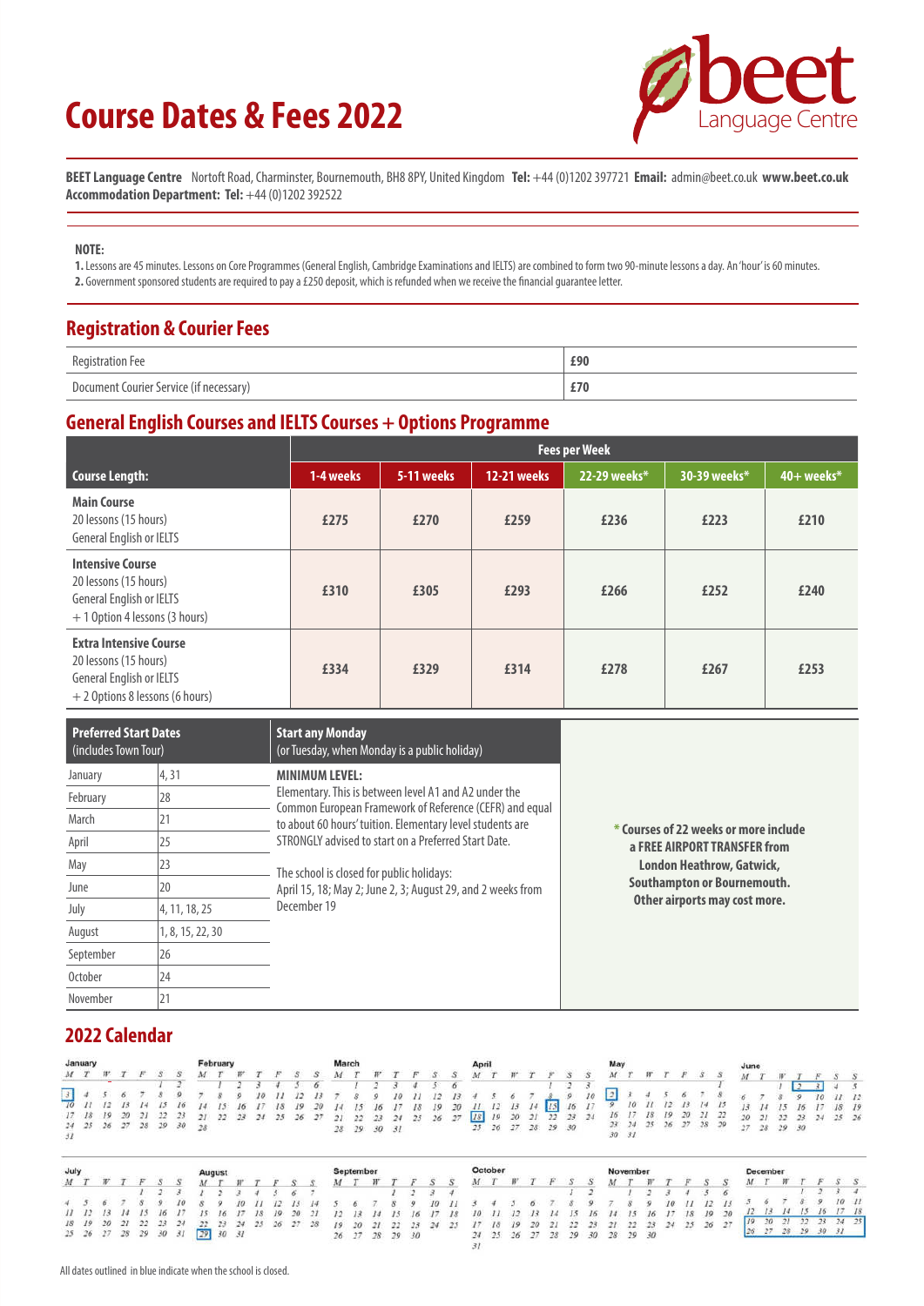# Course Dates & Fees 2022

beet Language Centre

**BEET Language Centre** Nortoft Road, Charminster, Bournemouth, BH8 8PY, United Kingdom **Tel:** +44 (0)1202 397721 **Email:** admin@beet.co.uk **www.beet.co.uk**
**Accommodation Department: Tel:** +44 (0)1202 392522

**NOTE:**

**1.** Lessons are 45 minutes. Lessons on Core Programmes (General English, Cambridge Examinations and IELTS) are combined to form two 90-minute lessons a day. An 'hour' is 60 minutes.
**2.** Government sponsored students are required to pay a £250 deposit, which is refunded when we receive the financial guarantee letter.

## Registration & Courier Fees

| | |
|---|---|
| Registration Fee | £90 |
| Document Courier Service (if necessary) | £70 |

## General English Courses and IELTS Courses + Options Programme

| | Fees per Week | | | | | |
|---|---|---|---|---|---|---|
| **Course Length:** | **1-4 weeks** | **5-11 weeks** | **12-21 weeks** | **22-29 weeks*** | **30-39 weeks*** | **40+ weeks*** |
| **Main Course** 20 lessons (15 hours) General English or IELTS | £275 | £270 | £259 | £236 | £223 | £210 |
| **Intensive Course** 20 lessons (15 hours) General English or IELTS + 1 Option 4 lessons (3 hours) | £310 | £305 | £293 | £266 | £252 | £240 |
| **Extra Intensive Course** 20 lessons (15 hours) General English or IELTS + 2 Options 8 lessons (6 hours) | £334 | £329 | £314 | £278 | £267 | £253 |

| Preferred Start Dates (includes Town Tour) | |
|---|---|
| January | 4, 31 |
| February | 28 |
| March | 21 |
| April | 25 |
| May | 23 |
| June | 20 |
| July | 4, 11, 18, 25 |
| August | 1, 8, 15, 22, 30 |
| September | 26 |
| October | 24 |
| November | 21 |

**Start any Monday**
(or Tuesday, when Monday is a public holiday)

**MINIMUM LEVEL:**
Elementary. This is between level A1 and A2 under the Common European Framework of Reference (CEFR) and equal to about 60 hours' tuition. Elementary level students are STRONGLY advised to start on a Preferred Start Date.

The school is closed for public holidays:
April 15, 18; May 2; June 2, 3; August 29, and 2 weeks from December 19

**\* Courses of 22 weeks or more include a FREE AIRPORT TRANSFER from London Heathrow, Gatwick, Southampton or Bournemouth. Other airports may cost more.**

## 2022 Calendar

**January**

| M | T | W | T | F | S | S |
|---|---|---|---|---|---|---|
| | | | | | 1 | 2 |
| [3] | 4 | 5 | 6 | 7 | 8 | 9 |
| 10 | 11 | 12 | 13 | 14 | 15 | 16 |
| 17 | 18 | 19 | 20 | 21 | 22 | 23 |
| 24 | 25 | 26 | 27 | 28 | 29 | 30 |
| 31 | | | | | | |

**February**

| M | T | W | T | F | S | S |
|---|---|---|---|---|---|---|
| | 1 | 2 | 3 | 4 | 5 | 6 |
| 7 | 8 | 9 | 10 | 11 | 12 | 13 |
| 14 | 15 | 16 | 17 | 18 | 19 | 20 |
| 21 | 22 | 23 | 24 | 25 | 26 | 27 |
| 28 | | | | | | |

**March**

| M | T | W | T | F | S | S |
|---|---|---|---|---|---|---|
| | 1 | 2 | 3 | 4 | 5 | 6 |
| 7 | 8 | 9 | 10 | 11 | 12 | 13 |
| 14 | 15 | 16 | 17 | 18 | 19 | 20 |
| 21 | 22 | 23 | 24 | 25 | 26 | 27 |
| 28 | 29 | 30 | 31 | | | |

**April**

| M | T | W | T | F | S | S |
|---|---|---|---|---|---|---|
| | | | | 1 | 2 | 3 |
| 4 | 5 | 6 | 7 | 8 | 9 | 10 |
| 11 | 12 | 13 | 14 | [15] | 16 | 17 |
| [18] | 19 | 20 | 21 | 22 | 23 | 24 |
| 25 | 26 | 27 | 28 | 29 | 30 | |

**May**

| M | T | W | T | F | S | S |
|---|---|---|---|---|---|---|
| | | | | | | 1 |
| [2] | 3 | 4 | 5 | 6 | 7 | 8 |
| 9 | 10 | 11 | 12 | 13 | 14 | 15 |
| 16 | 17 | 18 | 19 | 20 | 21 | 22 |
| 23 | 24 | 25 | 26 | 27 | 28 | 29 |
| 30 | 31 | | | | | |

**June**

| M | T | W | T | F | S | S |
|---|---|---|---|---|---|---|
| | | 1 | [2] | [3] | 4 | 5 |
| 6 | 7 | 8 | 9 | 10 | 11 | 12 |
| 13 | 14 | 15 | 16 | 17 | 18 | 19 |
| 20 | 21 | 22 | 23 | 24 | 25 | 26 |
| 27 | 28 | 29 | 30 | | | |

**July**

| M | T | W | T | F | S | S |
|---|---|---|---|---|---|---|
| | | | | 1 | 2 | 3 |
| 4 | 5 | 6 | 7 | 8 | 9 | 10 |
| 11 | 12 | 13 | 14 | 15 | 16 | 17 |
| 18 | 19 | 20 | 21 | 22 | 23 | 24 |
| 25 | 26 | 27 | 28 | 29 | 30 | 31 |

**August**

| M | T | W | T | F | S | S |
|---|---|---|---|---|---|---|
| 1 | 2 | 3 | 4 | 5 | 6 | 7 |
| 8 | 9 | 10 | 11 | 12 | 13 | 14 |
| 15 | 16 | 17 | 18 | 19 | 20 | 21 |
| 22 | 23 | 24 | 25 | 26 | 27 | 28 |
| [29] | 30 | 31 | | | | |

**September**

| M | T | W | T | F | S | S |
|---|---|---|---|---|---|---|
| | | | 1 | 2 | 3 | 4 |
| 5 | 6 | 7 | 8 | 9 | 10 | 11 |
| 12 | 13 | 14 | 15 | 16 | 17 | 18 |
| 19 | 20 | 21 | 22 | 23 | 24 | 25 |
| 26 | 27 | 28 | 29 | 30 | | |

**October**

| M | T | W | T | F | S | S |
|---|---|---|---|---|---|---|
| | | | | | 1 | 2 |
| 3 | 4 | 5 | 6 | 7 | 8 | 9 |
| 10 | 11 | 12 | 13 | 14 | 15 | 16 |
| 17 | 18 | 19 | 20 | 21 | 22 | 23 |
| 24 | 25 | 26 | 27 | 28 | 29 | 30 |
| 31 | | | | | | |

**November**

| M | T | W | T | F | S | S |
|---|---|---|---|---|---|---|
| | 1 | 2 | 3 | 4 | 5 | 6 |
| 7 | 8 | 9 | 10 | 11 | 12 | 13 |
| 14 | 15 | 16 | 17 | 18 | 19 | 20 |
| 21 | 22 | 23 | 24 | 25 | 26 | 27 |
| 28 | 29 | 30 | | | | |

**December**

| M | T | W | T | F | S | S |
|---|---|---|---|---|---|---|
| | | | 1 | 2 | 3 | 4 |
| 5 | 6 | 7 | 8 | 9 | 10 | 11 |
| 12 | 13 | 14 | 15 | 16 | 17 | 18 |
| [19] | [20] | [21] | [22] | [23] | [24] | [25] |
| [26] | [27] | [28] | [29] | [30] | [31] | |

All dates outlined in blue indicate when the school is closed.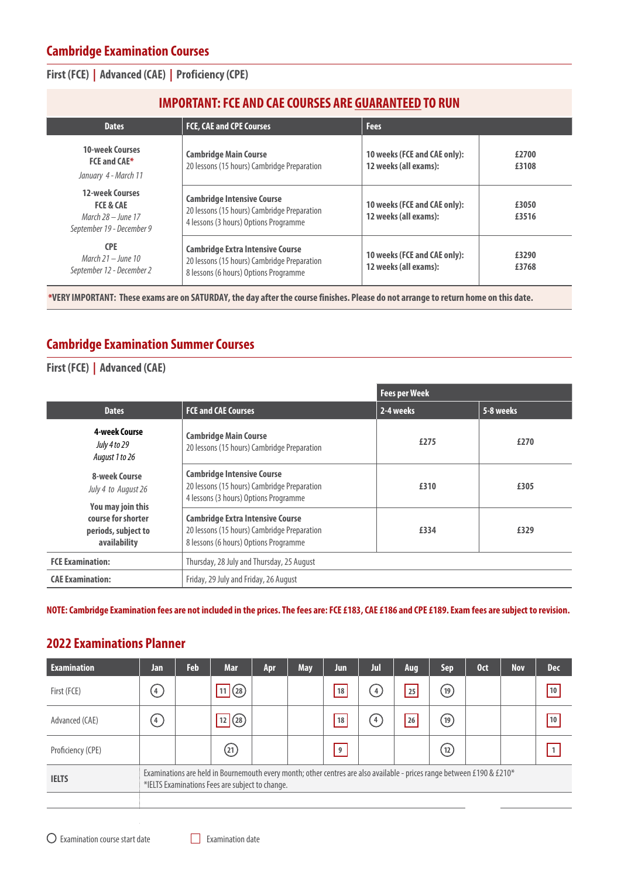## Cambridge Examination Courses

### First (FCE) | Advanced (CAE) | Proficiency (CPE)

**IMPORTANT: FCE AND CAE COURSES ARE GUARANTEED TO RUN**

| Dates | FCE, CAE and CPE Courses | Fees | |
|---|---|---|---|
| **10-week Courses** **FCE and CAE*** *January 4 - March 11* | **Cambridge Main Course** 20 lessons (15 hours) Cambridge Preparation | **10 weeks (FCE and CAE only):** **12 weeks (all exams):** | **£2700** **£3108** |
| **12-week Courses** **FCE & CAE** *March 28 – June 17* *September 19 - December 9* | **Cambridge Intensive Course** 20 lessons (15 hours) Cambridge Preparation 4 lessons (3 hours) Options Programme | **10 weeks (FCE and CAE only):** **12 weeks (all exams):** | **£3050** **£3516** |
| **CPE** *March 21 – June 10* *September 12 - December 2* | **Cambridge Extra Intensive Course** 20 lessons (15 hours) Cambridge Preparation 8 lessons (6 hours) Options Programme | **10 weeks (FCE and CAE only):** **12 weeks (all exams):** | **£3290** **£3768** |

***VERY IMPORTANT: These exams are on SATURDAY, the day after the course finishes. Please do not arrange to return home on this date.**

## Cambridge Examination Summer Courses

### First (FCE) | Advanced (CAE)

| | | Fees per Week | |
|---|---|---|---|
| **Dates** | **FCE and CAE Courses** | **2-4 weeks** | **5-8 weeks** |
| **4-week Course** *July 4 to 29* *August 1 to 26* | **Cambridge Main Course** 20 lessons (15 hours) Cambridge Preparation | **£275** | **£270** |
| **8-week Course** *July 4 to August 26* | **Cambridge Intensive Course** 20 lessons (15 hours) Cambridge Preparation 4 lessons (3 hours) Options Programme | **£310** | **£305** |
| **You may join this course for shorter periods, subject to availability** | **Cambridge Extra Intensive Course** 20 lessons (15 hours) Cambridge Preparation 8 lessons (6 hours) Options Programme | **£334** | **£329** |
| **FCE Examination:** | Thursday, 28 July and Thursday, 25 August | | |
| **CAE Examination:** | Friday, 29 July and Friday, 26 August | | |

**NOTE: Cambridge Examination fees are not included in the prices. The fees are: FCE £183, CAE £186 and CPE £189. Exam fees are subject to revision.**

## 2022 Examinations Planner

| Examination | Jan | Feb | Mar | Apr | May | Jun | Jul | Aug | Sep | Oct | Nov | Dec |
|---|---|---|---|---|---|---|---|---|---|---|---|---|
| First (FCE) | (4) | | [11] (28) | | | [18] | (4) | [25] | (19) | | | [10] |
| Advanced (CAE) | (4) | | [12] (28) | | | [18] | (4) | [26] | (19) | | | [10] |
| Proficiency (CPE) | | | (21) | | | [9] | | | (12) | | | [1] |
| **IELTS** | Examinations are held in Bournemouth every month; other centres are also available - prices range between £190 & £210* *IELTS Examinations Fees are subject to change. | | | | | | | | | | | |

( ) Examination course start date

[ ] Examination date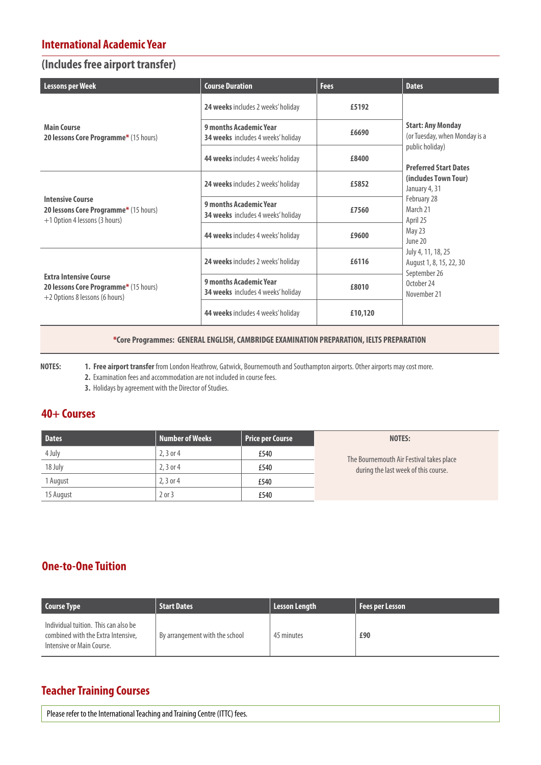## International Academic Year

## (Includes free airport transfer)

| Lessons per Week | Course Duration | Fees | Dates |
|---|---|---|---|
| **Main Course**<br>**20 lessons Core Programme*** (15 hours) | **24 weeks** includes 2 weeks' holiday | **£5192** | **Start: Any Monday**<br>(or Tuesday, when Monday is a public holiday)<br><br>**Preferred Start Dates (includes Town Tour)**<br>January 4, 31<br>February 28<br>March 21<br>April 25<br>May 23<br>June 20<br>July 4, 11, 18, 25<br>August 1, 8, 15, 22, 30<br>September 26<br>October 24<br>November 21 |
| | **9 months Academic Year**<br>**34 weeks** includes 4 weeks' holiday | **£6690** | |
| | **44 weeks** includes 4 weeks' holiday | **£8400** | |
| **Intensive Course**<br>**20 lessons Core Programme*** (15 hours)<br>+1 Option 4 lessons (3 hours) | **24 weeks** includes 2 weeks' holiday | **£5852** | |
| | **9 months Academic Year**<br>**34 weeks** includes 4 weeks' holiday | **£7560** | |
| | **44 weeks** includes 4 weeks' holiday | **£9600** | |
| **Extra Intensive Course**<br>**20 lessons Core Programme*** (15 hours)<br>+2 Options 8 lessons (6 hours) | **24 weeks** includes 2 weeks' holiday | **£6116** | |
| | **9 months Academic Year**<br>**34 weeks** includes 4 weeks' holiday | **£8010** | |
| | **44 weeks** includes 4 weeks' holiday | **£10,120** | |

***Core Programmes: GENERAL ENGLISH, CAMBRIDGE EXAMINATION PREPARATION, IELTS PREPARATION**

**NOTES:**

1. **Free airport transfer** from London Heathrow, Gatwick, Bournemouth and Southampton airports. Other airports may cost more.
2. Examination fees and accommodation are not included in course fees.
3. Holidays by agreement with the Director of Studies.

## 40+ Courses

| Dates | Number of Weeks | Price per Course |
|---|---|---|
| 4 July | 2, 3 or 4 | £540 |
| 18 July | 2, 3 or 4 | £540 |
| 1 August | 2, 3 or 4 | £540 |
| 15 August | 2 or 3 | £540 |

**NOTES:**

The Bournemouth Air Festival takes place during the last week of this course.

## One-to-One Tuition

| Course Type | Start Dates | Lesson Length | Fees per Lesson |
|---|---|---|---|
| Individual tuition. This can also be combined with the Extra Intensive, Intensive or Main Course. | By arrangement with the school | 45 minutes | **£90** |

## Teacher Training Courses

Please refer to the International Teaching and Training Centre (ITTC) fees.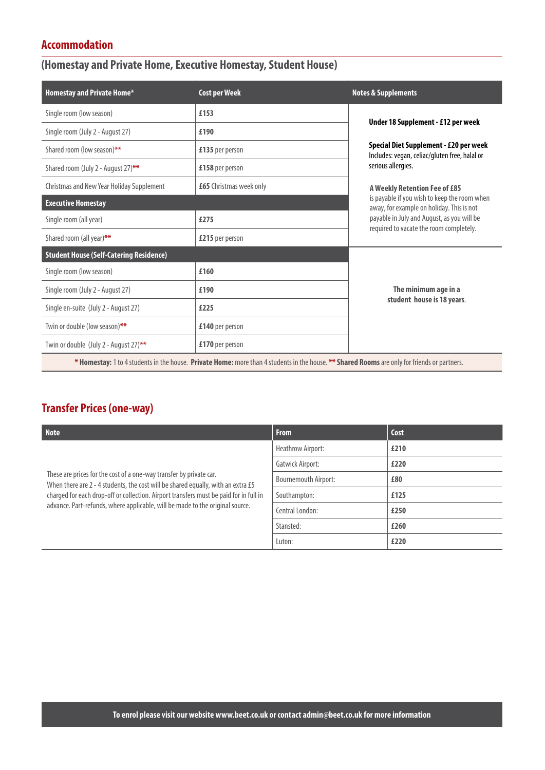## Accommodation

### (Homestay and Private Home, Executive Homestay, Student House)

| Homestay and Private Home* | Cost per Week | Notes & Supplements |
|---|---|---|
| Single room (low season) | **£153** | **Under 18 Supplement - £12 per week**<br><br>**Special Diet Supplement - £20 per week**<br>Includes: vegan, celiac/gluten free, halal or serious allergies.<br><br>**A Weekly Retention Fee of £85**<br>is payable if you wish to keep the room when away, for example on holiday. This is not payable in July and August, as you will be required to vacate the room completely. |
| Single room (July 2 - August 27) | **£190** | |
| Shared room (low season)** | **£135** per person | |
| Shared room (July 2 - August 27)** | **£158** per person | |
| Christmas and New Year Holiday Supplement | **£65** Christmas week only | |
| **Executive Homestay** | | |
| Single room (all year) | **£275** | |
| Shared room (all year)** | **£215** per person | |
| **Student House (Self-Catering Residence)** | | **The minimum age in a student house is 18 years.** |
| Single room (low season) | **£160** | |
| Single room (July 2 - August 27) | **£190** | |
| Single en-suite (July 2 - August 27) | **£225** | |
| Twin or double (low season)** | **£140** per person | |
| Twin or double (July 2 - August 27)** | **£170** per person | |

\* **Homestay:** 1 to 4 students in the house. **Private Home:** more than 4 students in the house. ** **Shared Rooms** are only for friends or partners.

## Transfer Prices (one-way)

| Note | From | Cost |
|---|---|---|
| These are prices for the cost of a one-way transfer by private car. When there are 2 - 4 students, the cost will be shared equally, with an extra £5 charged for each drop-off or collection. Airport transfers must be paid for in full in advance. Part-refunds, where applicable, will be made to the original source. | Heathrow Airport: | **£210** |
| | Gatwick Airport: | **£220** |
| | Bournemouth Airport: | **£80** |
| | Southampton: | **£125** |
| | Central London: | **£250** |
| | Stansted: | **£260** |
| | Luton: | **£220** |

**To enrol please visit our website www.beet.co.uk or contact admin@beet.co.uk for more information**